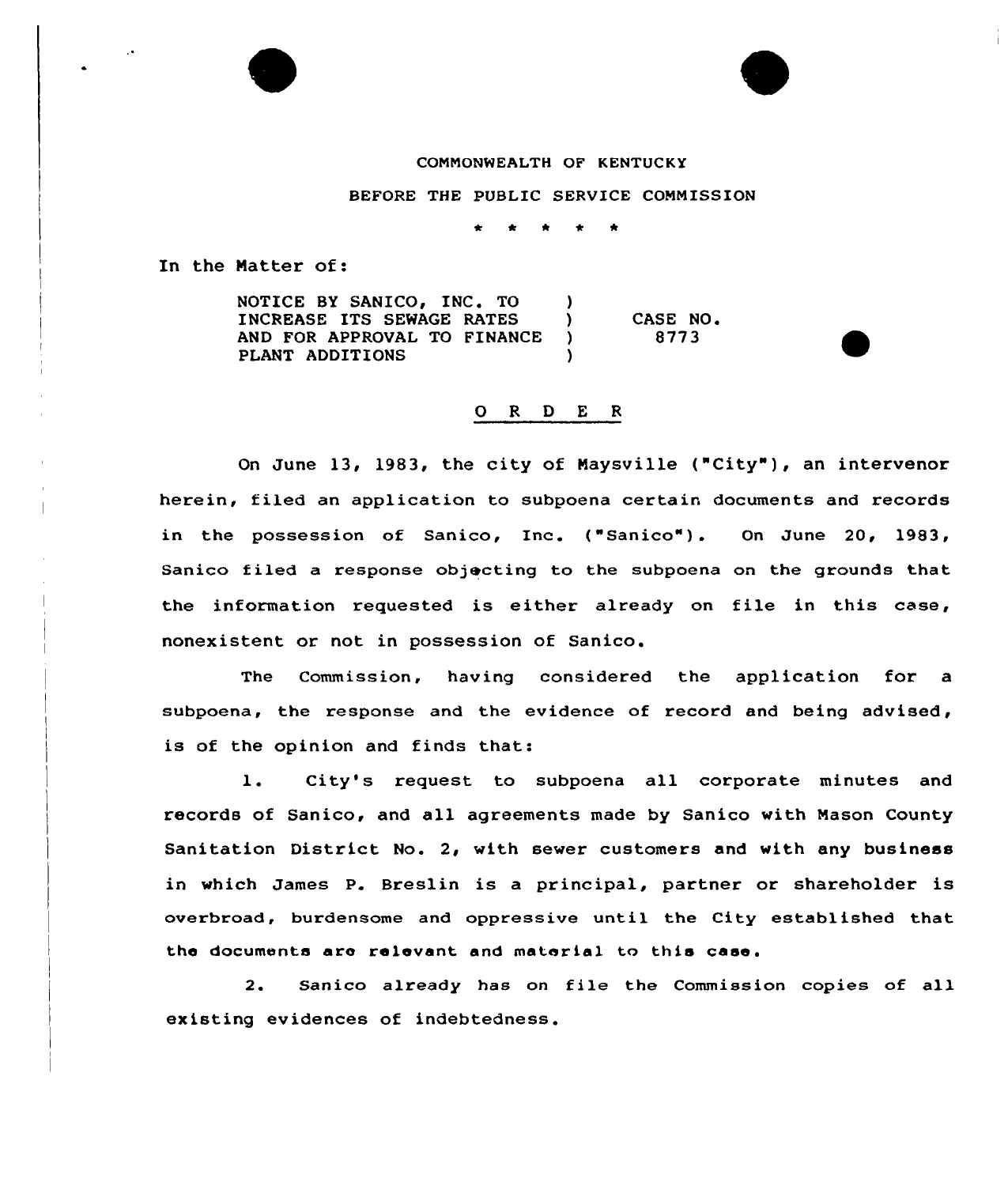COMMONWEALTH OF KENTUCKY

BEFORE THE PUBLIC SERVICE COMMISSION

\* \* \* \* \*

In the Matter of:

| | | |
|---|---|---|
| NOTICE BY SANICO, INC. TO INCREASE ITS SEWAGE RATES AND FOR APPROVAL TO FINANCE PLANT ADDITIONS | ) | CASE NO. 8773 |

## O R D E R

On June 13, 1983, the city of Maysville ("City"), an intervenor herein, filed an application to subpoena certain documents and records in the possession of Sanico, Inc. ("Sanico"). On June 20, 1983, Sanico filed a response objecting to the subpoena on the grounds that the information requested is either already on file in this case, nonexistent or not in possession of Sanico.

The Commission, having considered the application for a subpoena, the response and the evidence of record and being advised, is of the opinion and finds that:

1. City's request to subpoena all corporate minutes and records of Sanico, and all agreements made by Sanico with Mason County Sanitation District No. 2, with sewer customers and with any business in which James P. Breslin is a principal, partner or shareholder is overbroad, burdensome and oppressive until the City established that the documents are relevant and material to this case.

2. Sanico already has on file the Commission copies of all existing evidences of indebtedness.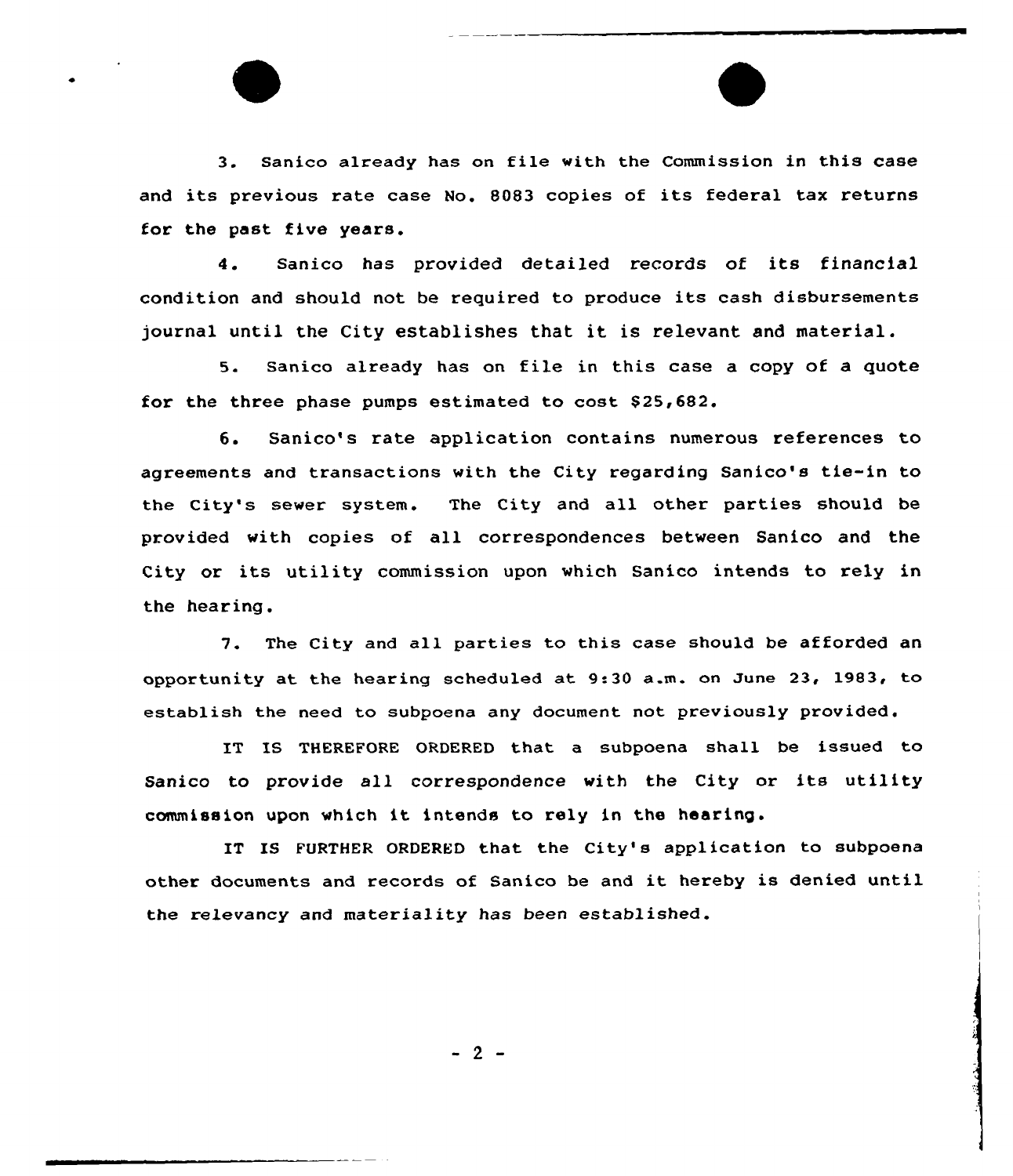3. Sanico already has on file with the Commission in this case and its previous rate case No. 8083 copies of its federal tax returns for the past five years.

4. Sanico has provided detailed records of its financial condition and should not be required to produce its cash disbursements journal until the City establishes that it is relevant and material.

5. Sanico already has on file in this case a copy of a quote for the three phase pumps estimated to cost $25,682.

6. Sanico's rate application contains numerous references to agreements and transactions with the City regarding Sanico's tie-in to the City's sewer system. The City and all other parties should be provided with copies of all correspondences between Sanico and the City or its utility commission upon which Sanico intends to rely in the hearing.

7. The City and all parties to this case should be afforded an opportunity at the hearing scheduled at 9:30 a.m. on June 23, 1983, to establish the need to subpoena any document not previously provided.

IT IS THEREFORE ORDERED that a subpoena shall be issued to Sanico to provide all correspondence with the City or its utility commission upon which it intends to rely in the hearing.

IT IS FURTHER ORDERED that the City's application to subpoena other documents and records of Sanico be and it hereby is denied until the relevancy and materiality has been established.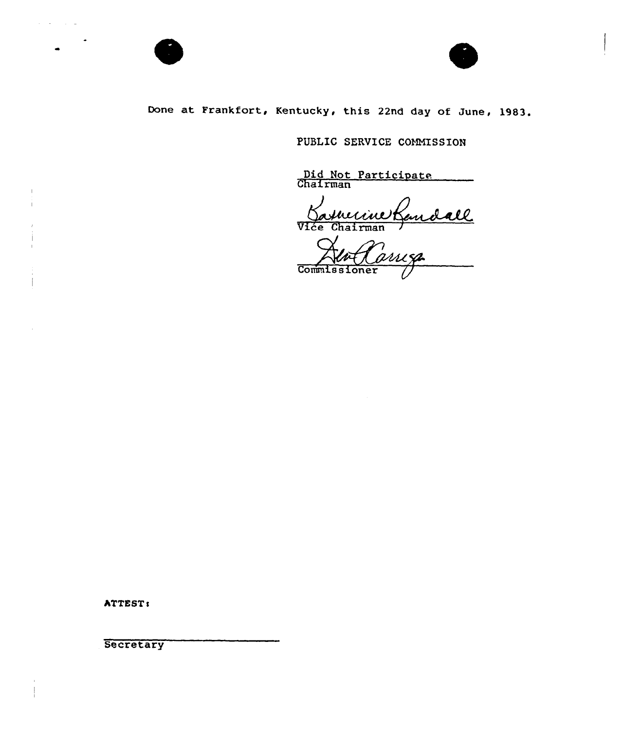Done at Frankfort, Kentucky, this 22nd day of June, 1983.

PUBLIC SERVICE COMMISSION

Did Not Participate
Chairman

Katherine Randall
Vice Chairman

Commissioner

ATTEST:

Secretary